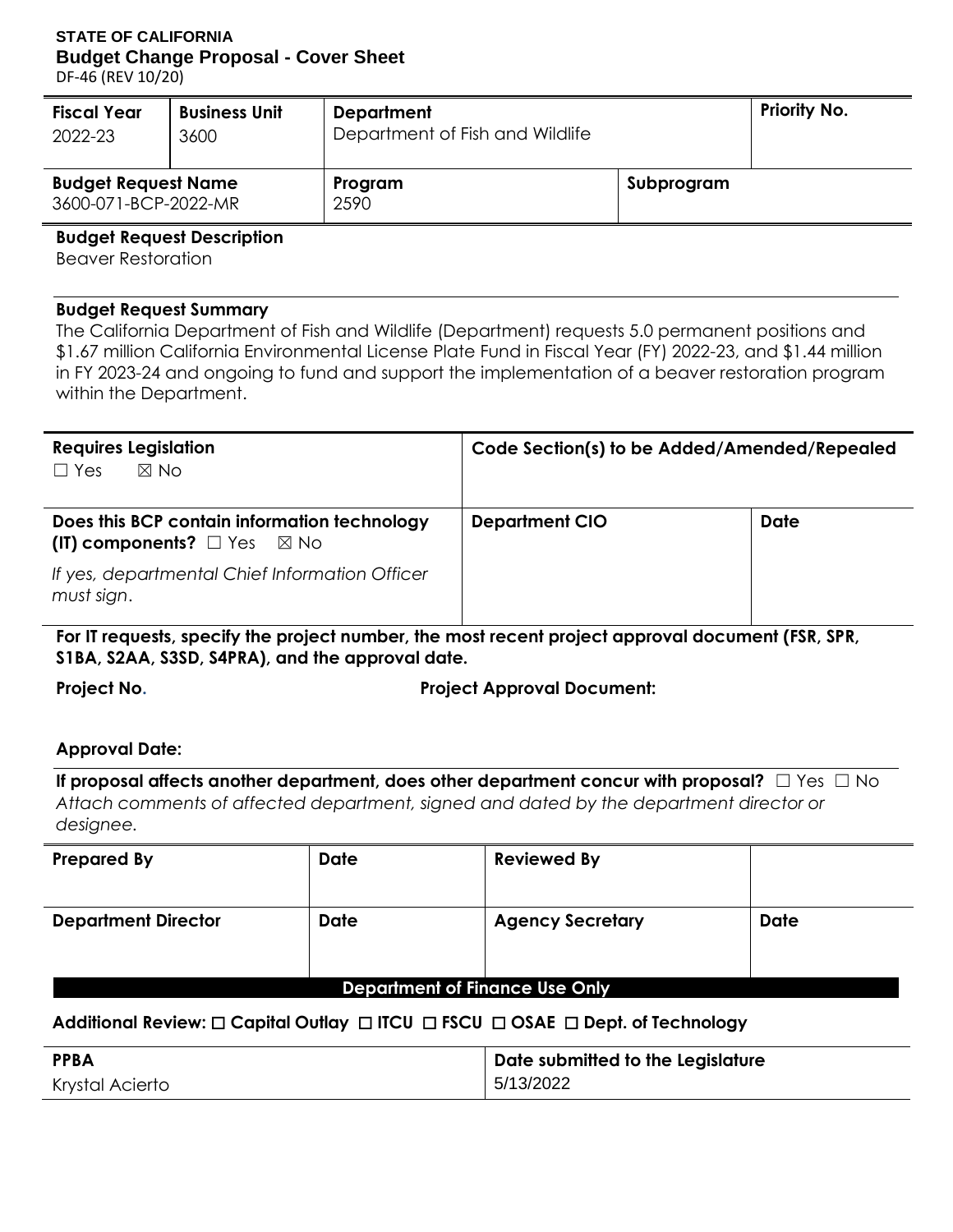**STATE OF CALIFORNIA**

# Budget Change Proposal - Cover Sheet

DF-46 (REV 10/20)

| Fiscal Year | Business Unit | Department | Priority No. |
|---|---|---|---|
| 2022-23 | 3600 | Department of Fish and Wildlife | |

| Budget Request Name | Program | Subprogram |
|---|---|---|
| 3600-071-BCP-2022-MR | 2590 | |

**Budget Request Description**

Beaver Restoration

**Budget Request Summary**

The California Department of Fish and Wildlife (Department) requests 5.0 permanent positions and $1.67 million California Environmental License Plate Fund in Fiscal Year (FY) 2022-23, and $1.44 million in FY 2023-24 and ongoing to fund and support the implementation of a beaver restoration program within the Department.

| Requires Legislation | Code Section(s) to be Added/Amended/Repealed | |
|---|---|---|
| ☐ Yes ☒ No | | |
| **Does this BCP contain information technology (IT) components?** ☐ Yes ☒ No *If yes, departmental Chief Information Officer must sign.* | **Department CIO** | **Date** |

**For IT requests, specify the project number, the most recent project approval document (FSR, SPR, S1BA, S2AA, S3SD, S4PRA), and the approval date.**

**Project No.**

**Project Approval Document:**

**Approval Date:**

**If proposal affects another department, does other department concur with proposal?** ☐ Yes ☐ No

*Attach comments of affected department, signed and dated by the department director or designee.*

| Prepared By | Date | Reviewed By | |
|---|---|---|---|
| **Department Director** | **Date** | **Agency Secretary** | **Date** |
| | | | |

**Department of Finance Use Only**

**Additional Review:** ☐ Capital Outlay ☐ ITCU ☐ FSCU ☐ OSAE ☐ Dept. of Technology

| PPBA | Date submitted to the Legislature |
|---|---|
| Krystal Acierto | 5/13/2022 |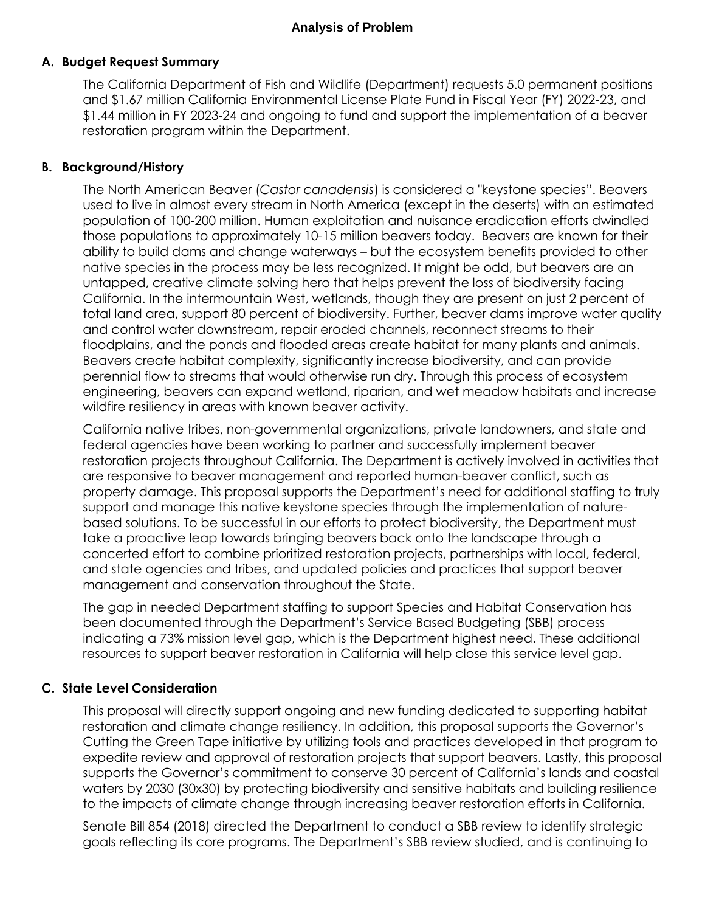## Analysis of Problem

### A. Budget Request Summary

The California Department of Fish and Wildlife (Department) requests 5.0 permanent positions and $1.67 million California Environmental License Plate Fund in Fiscal Year (FY) 2022-23, and $1.44 million in FY 2023-24 and ongoing to fund and support the implementation of a beaver restoration program within the Department.

### B. Background/History

The North American Beaver (*Castor canadensis*) is considered a "keystone species". Beavers used to live in almost every stream in North America (except in the deserts) with an estimated population of 100-200 million. Human exploitation and nuisance eradication efforts dwindled those populations to approximately 10-15 million beavers today. Beavers are known for their ability to build dams and change waterways – but the ecosystem benefits provided to other native species in the process may be less recognized. It might be odd, but beavers are an untapped, creative climate solving hero that helps prevent the loss of biodiversity facing California. In the intermountain West, wetlands, though they are present on just 2 percent of total land area, support 80 percent of biodiversity. Further, beaver dams improve water quality and control water downstream, repair eroded channels, reconnect streams to their floodplains, and the ponds and flooded areas create habitat for many plants and animals. Beavers create habitat complexity, significantly increase biodiversity, and can provide perennial flow to streams that would otherwise run dry. Through this process of ecosystem engineering, beavers can expand wetland, riparian, and wet meadow habitats and increase wildfire resiliency in areas with known beaver activity.

California native tribes, non-governmental organizations, private landowners, and state and federal agencies have been working to partner and successfully implement beaver restoration projects throughout California. The Department is actively involved in activities that are responsive to beaver management and reported human-beaver conflict, such as property damage. This proposal supports the Department's need for additional staffing to truly support and manage this native keystone species through the implementation of nature-based solutions. To be successful in our efforts to protect biodiversity, the Department must take a proactive leap towards bringing beavers back onto the landscape through a concerted effort to combine prioritized restoration projects, partnerships with local, federal, and state agencies and tribes, and updated policies and practices that support beaver management and conservation throughout the State.

The gap in needed Department staffing to support Species and Habitat Conservation has been documented through the Department's Service Based Budgeting (SBB) process indicating a 73% mission level gap, which is the Department highest need. These additional resources to support beaver restoration in California will help close this service level gap.

### C. State Level Consideration

This proposal will directly support ongoing and new funding dedicated to supporting habitat restoration and climate change resiliency. In addition, this proposal supports the Governor's Cutting the Green Tape initiative by utilizing tools and practices developed in that program to expedite review and approval of restoration projects that support beavers. Lastly, this proposal supports the Governor's commitment to conserve 30 percent of California's lands and coastal waters by 2030 (30x30) by protecting biodiversity and sensitive habitats and building resilience to the impacts of climate change through increasing beaver restoration efforts in California.

Senate Bill 854 (2018) directed the Department to conduct a SBB review to identify strategic goals reflecting its core programs. The Department's SBB review studied, and is continuing to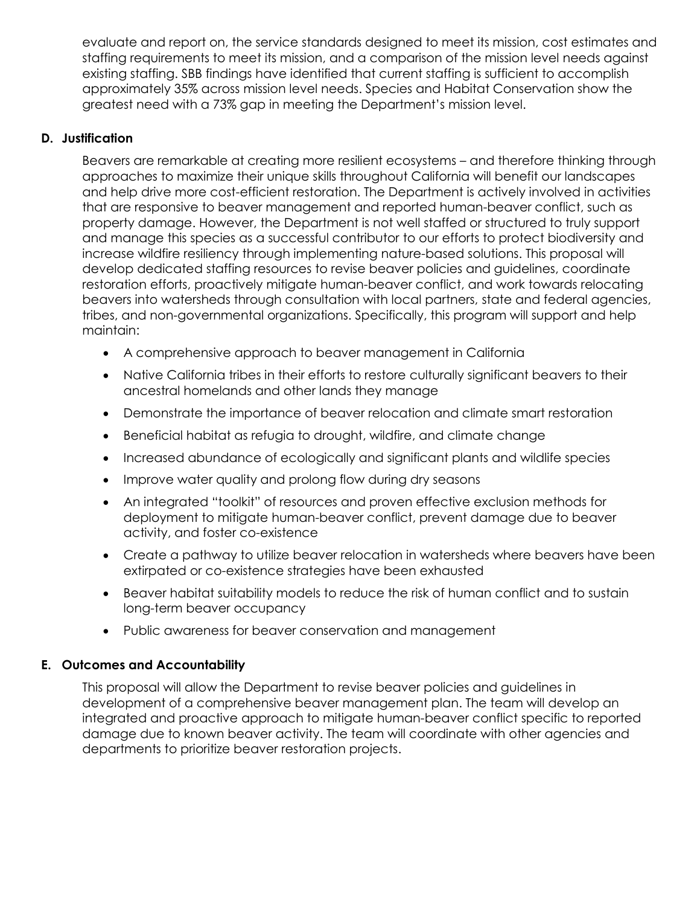evaluate and report on, the service standards designed to meet its mission, cost estimates and staffing requirements to meet its mission, and a comparison of the mission level needs against existing staffing. SBB findings have identified that current staffing is sufficient to accomplish approximately 35% across mission level needs. Species and Habitat Conservation show the greatest need with a 73% gap in meeting the Department's mission level.

**D. Justification**

Beavers are remarkable at creating more resilient ecosystems – and therefore thinking through approaches to maximize their unique skills throughout California will benefit our landscapes and help drive more cost-efficient restoration. The Department is actively involved in activities that are responsive to beaver management and reported human-beaver conflict, such as property damage. However, the Department is not well staffed or structured to truly support and manage this species as a successful contributor to our efforts to protect biodiversity and increase wildfire resiliency through implementing nature-based solutions. This proposal will develop dedicated staffing resources to revise beaver policies and guidelines, coordinate restoration efforts, proactively mitigate human-beaver conflict, and work towards relocating beavers into watersheds through consultation with local partners, state and federal agencies, tribes, and non-governmental organizations. Specifically, this program will support and help maintain:

- A comprehensive approach to beaver management in California
- Native California tribes in their efforts to restore culturally significant beavers to their ancestral homelands and other lands they manage
- Demonstrate the importance of beaver relocation and climate smart restoration
- Beneficial habitat as refugia to drought, wildfire, and climate change
- Increased abundance of ecologically and significant plants and wildlife species
- Improve water quality and prolong flow during dry seasons
- An integrated "toolkit" of resources and proven effective exclusion methods for deployment to mitigate human-beaver conflict, prevent damage due to beaver activity, and foster co-existence
- Create a pathway to utilize beaver relocation in watersheds where beavers have been extirpated or co-existence strategies have been exhausted
- Beaver habitat suitability models to reduce the risk of human conflict and to sustain long-term beaver occupancy
- Public awareness for beaver conservation and management

**E. Outcomes and Accountability**

This proposal will allow the Department to revise beaver policies and guidelines in development of a comprehensive beaver management plan. The team will develop an integrated and proactive approach to mitigate human-beaver conflict specific to reported damage due to known beaver activity. The team will coordinate with other agencies and departments to prioritize beaver restoration projects.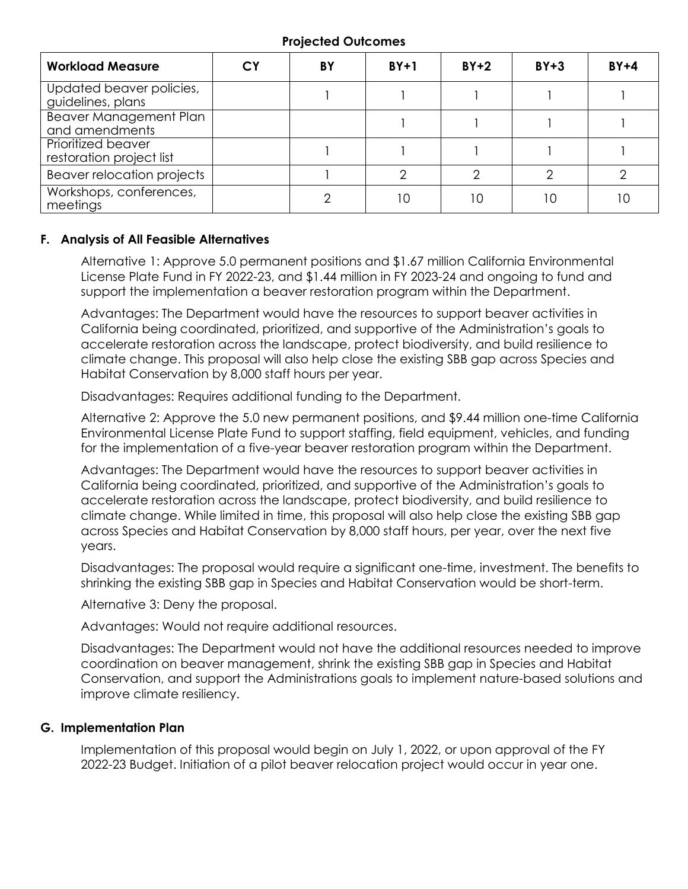**Projected Outcomes**

| Workload Measure | CY | BY | BY+1 | BY+2 | BY+3 | BY+4 |
|---|---|---|---|---|---|---|
| Updated beaver policies, guidelines, plans | | 1 | 1 | 1 | 1 | 1 |
| Beaver Management Plan and amendments | | | 1 | 1 | 1 | 1 |
| Prioritized beaver restoration project list | | 1 | 1 | 1 | 1 | 1 |
| Beaver relocation projects | | 1 | 2 | 2 | 2 | 2 |
| Workshops, conferences, meetings | | 2 | 10 | 10 | 10 | 10 |

## F. Analysis of All Feasible Alternatives

Alternative 1: Approve 5.0 permanent positions and $1.67 million California Environmental License Plate Fund in FY 2022-23, and $1.44 million in FY 2023-24 and ongoing to fund and support the implementation a beaver restoration program within the Department.

Advantages: The Department would have the resources to support beaver activities in California being coordinated, prioritized, and supportive of the Administration's goals to accelerate restoration across the landscape, protect biodiversity, and build resilience to climate change. This proposal will also help close the existing SBB gap across Species and Habitat Conservation by 8,000 staff hours per year.

Disadvantages: Requires additional funding to the Department.

Alternative 2: Approve the 5.0 new permanent positions, and $9.44 million one-time California Environmental License Plate Fund to support staffing, field equipment, vehicles, and funding for the implementation of a five-year beaver restoration program within the Department.

Advantages: The Department would have the resources to support beaver activities in California being coordinated, prioritized, and supportive of the Administration's goals to accelerate restoration across the landscape, protect biodiversity, and build resilience to climate change. While limited in time, this proposal will also help close the existing SBB gap across Species and Habitat Conservation by 8,000 staff hours, per year, over the next five years.

Disadvantages: The proposal would require a significant one-time, investment. The benefits to shrinking the existing SBB gap in Species and Habitat Conservation would be short-term.

Alternative 3: Deny the proposal.

Advantages: Would not require additional resources.

Disadvantages: The Department would not have the additional resources needed to improve coordination on beaver management, shrink the existing SBB gap in Species and Habitat Conservation, and support the Administrations goals to implement nature-based solutions and improve climate resiliency.

## G. Implementation Plan

Implementation of this proposal would begin on July 1, 2022, or upon approval of the FY 2022-23 Budget. Initiation of a pilot beaver relocation project would occur in year one.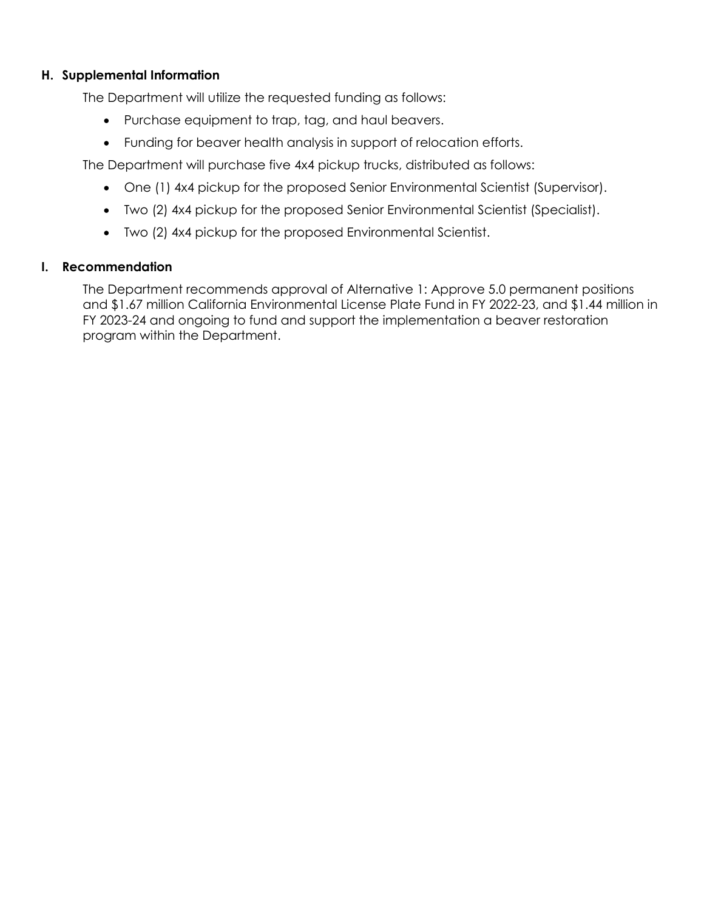### H. Supplemental Information

The Department will utilize the requested funding as follows:

- Purchase equipment to trap, tag, and haul beavers.
- Funding for beaver health analysis in support of relocation efforts.

The Department will purchase five 4x4 pickup trucks, distributed as follows:

- One (1) 4x4 pickup for the proposed Senior Environmental Scientist (Supervisor).
- Two (2) 4x4 pickup for the proposed Senior Environmental Scientist (Specialist).
- Two (2) 4x4 pickup for the proposed Environmental Scientist.

### I. Recommendation

The Department recommends approval of Alternative 1: Approve 5.0 permanent positions and $1.67 million California Environmental License Plate Fund in FY 2022-23, and $1.44 million in FY 2023-24 and ongoing to fund and support the implementation a beaver restoration program within the Department.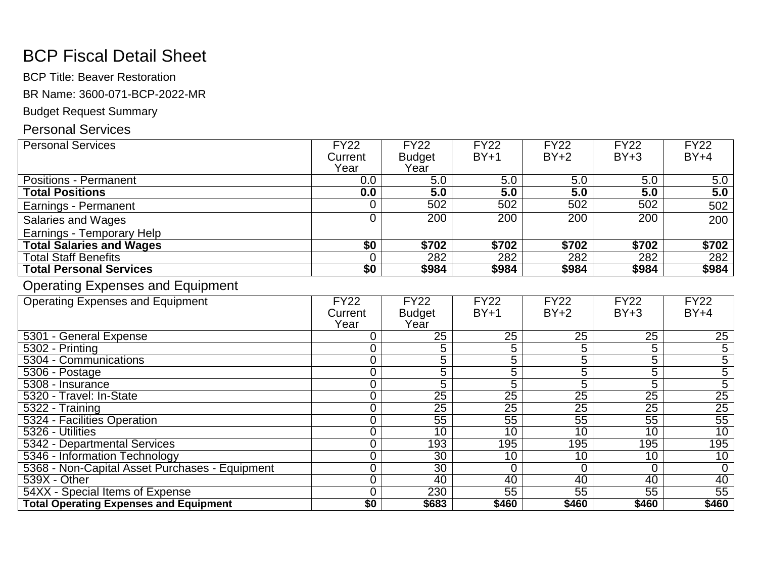# BCP Fiscal Detail Sheet

BCP Title: Beaver Restoration

BR Name: 3600-071-BCP-2022-MR

Budget Request Summary

## Personal Services

| Personal Services | FY22 Current Year | FY22 Budget Year | FY22 BY+1 | FY22 BY+2 | FY22 BY+3 | FY22 BY+4 |
|---|---|---|---|---|---|---|
| Positions - Permanent | 0.0 | 5.0 | 5.0 | 5.0 | 5.0 | 5.0 |
| **Total Positions** | **0.0** | **5.0** | **5.0** | **5.0** | **5.0** | **5.0** |
| Earnings - Permanent | 0 | 502 | 502 | 502 | 502 | 502 |
| Salaries and Wages<br>Earnings - Temporary Help | 0 | 200 | 200 | 200 | 200 | 200 |
| **Total Salaries and Wages** | **$0** | **$702** | **$702** | **$702** | **$702** | **$702** |
| Total Staff Benefits | 0 | 282 | 282 | 282 | 282 | 282 |
| **Total Personal Services** | **$0** | **$984** | **$984** | **$984** | **$984** | **$984** |

## Operating Expenses and Equipment

| Operating Expenses and Equipment | FY22 Current Year | FY22 Budget Year | FY22 BY+1 | FY22 BY+2 | FY22 BY+3 | FY22 BY+4 |
|---|---|---|---|---|---|---|
| 5301 - General Expense | 0 | 25 | 25 | 25 | 25 | 25 |
| 5302 - Printing | 0 | 5 | 5 | 5 | 5 | 5 |
| 5304 - Communications | 0 | 5 | 5 | 5 | 5 | 5 |
| 5306 - Postage | 0 | 5 | 5 | 5 | 5 | 5 |
| 5308 - Insurance | 0 | 5 | 5 | 5 | 5 | 5 |
| 5320 - Travel: In-State | 0 | 25 | 25 | 25 | 25 | 25 |
| 5322 - Training | 0 | 25 | 25 | 25 | 25 | 25 |
| 5324 - Facilities Operation | 0 | 55 | 55 | 55 | 55 | 55 |
| 5326 - Utilities | 0 | 10 | 10 | 10 | 10 | 10 |
| 5342 - Departmental Services | 0 | 193 | 195 | 195 | 195 | 195 |
| 5346 - Information Technology | 0 | 30 | 10 | 10 | 10 | 10 |
| 5368 - Non-Capital Asset Purchases - Equipment | 0 | 30 | 0 | 0 | 0 | 0 |
| 539X - Other | 0 | 40 | 40 | 40 | 40 | 40 |
| 54XX - Special Items of Expense | 0 | 230 | 55 | 55 | 55 | 55 |
| **Total Operating Expenses and Equipment** | **$0** | **$683** | **$460** | **$460** | **$460** | **$460** |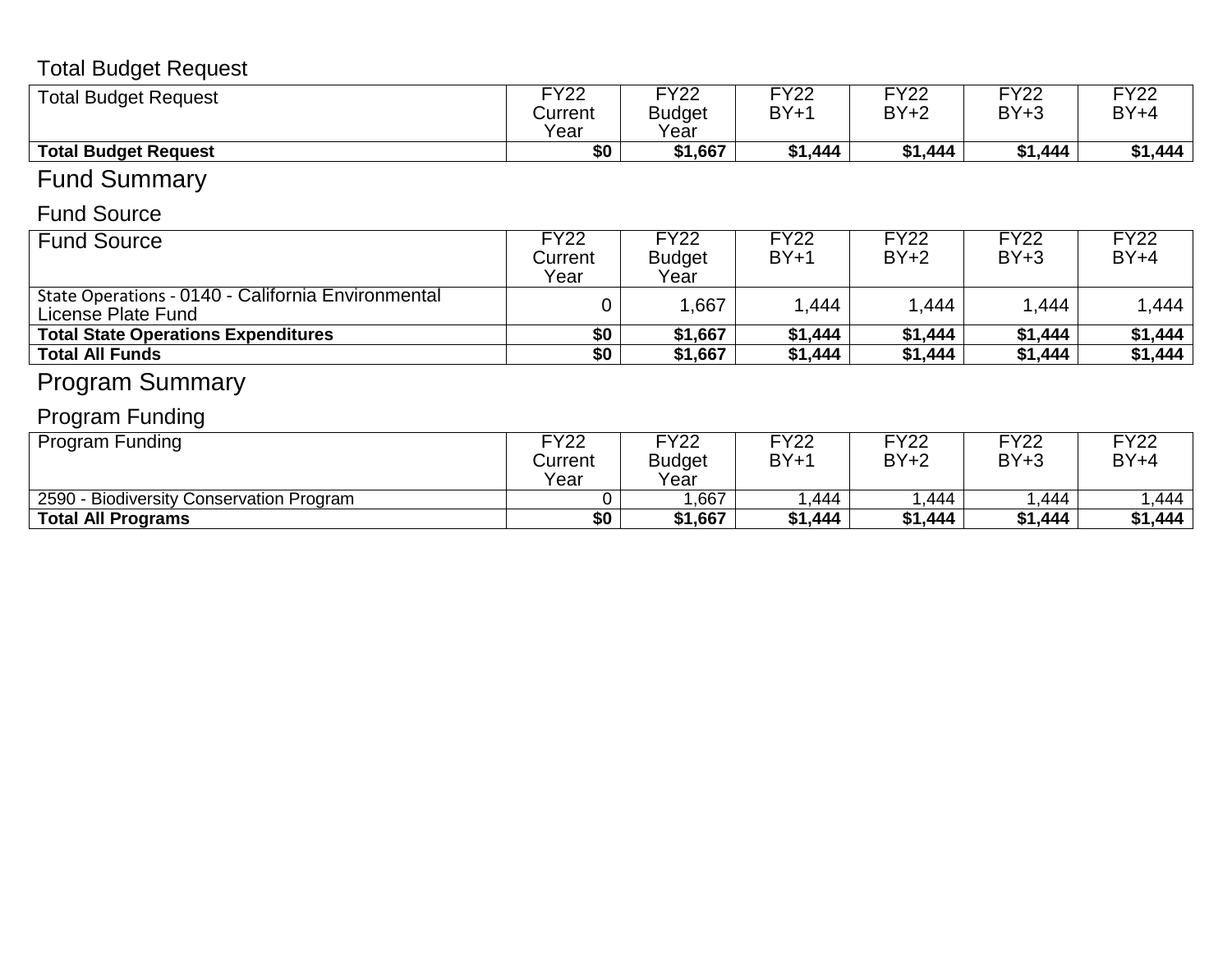Total Budget Request

| Total Budget Request | FY22 Current Year | FY22 Budget Year | FY22 BY+1 | FY22 BY+2 | FY22 BY+3 | FY22 BY+4 |
|---|---|---|---|---|---|---|
| **Total Budget Request** | **$0** | **$1,667** | **$1,444** | **$1,444** | **$1,444** | **$1,444** |

## Fund Summary

### Fund Source

| Fund Source | FY22 Current Year | FY22 Budget Year | FY22 BY+1 | FY22 BY+2 | FY22 BY+3 | FY22 BY+4 |
|---|---|---|---|---|---|---|
| State Operations - 0140 - California Environmental License Plate Fund | 0 | 1,667 | 1,444 | 1,444 | 1,444 | 1,444 |
| **Total State Operations Expenditures** | **$0** | **$1,667** | **$1,444** | **$1,444** | **$1,444** | **$1,444** |
| **Total All Funds** | **$0** | **$1,667** | **$1,444** | **$1,444** | **$1,444** | **$1,444** |

## Program Summary

### Program Funding

| Program Funding | FY22 Current Year | FY22 Budget Year | FY22 BY+1 | FY22 BY+2 | FY22 BY+3 | FY22 BY+4 |
|---|---|---|---|---|---|---|
| 2590 - Biodiversity Conservation Program | 0 | 1,667 | 1,444 | 1,444 | 1,444 | 1,444 |
| **Total All Programs** | **$0** | **$1,667** | **$1,444** | **$1,444** | **$1,444** | **$1,444** |